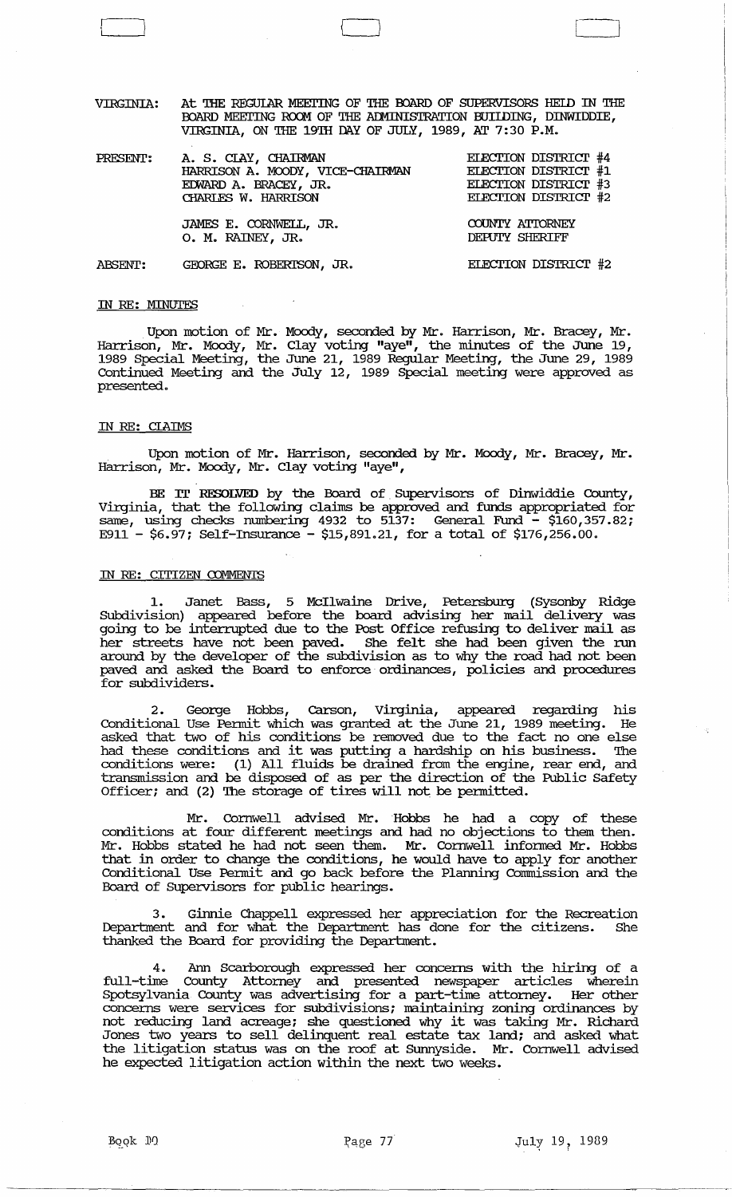VIRGINIA: At THE REGULAR MEETING OF THE BOARD OF SUPERVISORS HELD IN THE BOARD MEETING ROOM OF THE ADMINISTRATION BUILDING, DINWIDDIE, VIRGINIA, ON THE 19TH DAY OF JULY, 1989, AT 7:30 P.M.

| | | |
|---|---|---|
| PRESENT: | A. S. CLAY, CHAIRMAN | ELECTION DISTRICT #4 |
| | HARRISON A. MOODY, VICE-CHAIRMAN | ELECTION DISTRICT #1 |
| | EDWARD A. BRACEY, JR. | ELECTION DISTRICT #3 |
| | CHARLES W. HARRISON | ELECTION DISTRICT #2 |
| | JAMES E. CORNWELL, JR. | COUNTY ATTORNEY |
| | O. M. RAINEY, JR. | DEPUTY SHERIFF |
| ABSENT: | GEORGE E. ROBERTSON, JR. | ELECTION DISTRICT #2 |

IN RE: MINUTES

Upon motion of Mr. Moody, seconded by Mr. Harrison, Mr. Bracey, Mr. Harrison, Mr. Moody, Mr. Clay voting "aye", the minutes of the June 19, 1989 Special Meeting, the June 21, 1989 Regular Meeting, the June 29, 1989 Continued Meeting and the July 12, 1989 Special meeting were approved as presented.

IN RE: CLAIMS

Upon motion of Mr. Harrison, seconded by Mr. Moody, Mr. Bracey, Mr. Harrison, Mr. Moody, Mr. Clay voting "aye",

BE IT RESOLVED by the Board of Supervisors of Dinwiddie County, Virginia, that the following claims be approved and funds appropriated for same, using checks numbering 4932 to 5137: General Fund - $160,357.82; E911 - $6.97; Self-Insurance - $15,891.21, for a total of $176,256.00.

IN RE: CITIZEN COMMENTS

1. Janet Bass, 5 McIlwaine Drive, Petersburg (Sysonby Ridge Subdivision) appeared before the board advising her mail delivery was going to be interrupted due to the Post Office refusing to deliver mail as her streets have not been paved. She felt she had been given the run around by the developer of the subdivision as to why the road had not been paved and asked the Board to enforce ordinances, policies and procedures for subdividers.

2. George Hobbs, Carson, Virginia, appeared regarding his Conditional Use Permit which was granted at the June 21, 1989 meeting. He asked that two of his conditions be removed due to the fact no one else had these conditions and it was putting a hardship on his business. The conditions were: (1) All fluids be drained from the engine, rear end, and transmission and be disposed of as per the direction of the Public Safety Officer; and (2) The storage of tires will not be permitted.

Mr. Cornwell advised Mr. Hobbs he had a copy of these conditions at four different meetings and had no objections to them then. Mr. Hobbs stated he had not seen them. Mr. Cornwell informed Mr. Hobbs that in order to change the conditions, he would have to apply for another Conditional Use Permit and go back before the Planning Commission and the Board of Supervisors for public hearings.

3. Ginnie Chappell expressed her appreciation for the Recreation Department and for what the Department has done for the citizens. She thanked the Board for providing the Department.

4. Ann Scarborough expressed her concerns with the hiring of a full-time County Attorney and presented newspaper articles wherein Spotsylvania County was advertising for a part-time attorney. Her other concerns were services for subdivisions; maintaining zoning ordinances by not reducing land acreage; she questioned why it was taking Mr. Richard Jones two years to sell delinquent real estate tax land; and asked what the litigation status was on the roof at Sunnyside. Mr. Cornwell advised he expected litigation action within the next two weeks.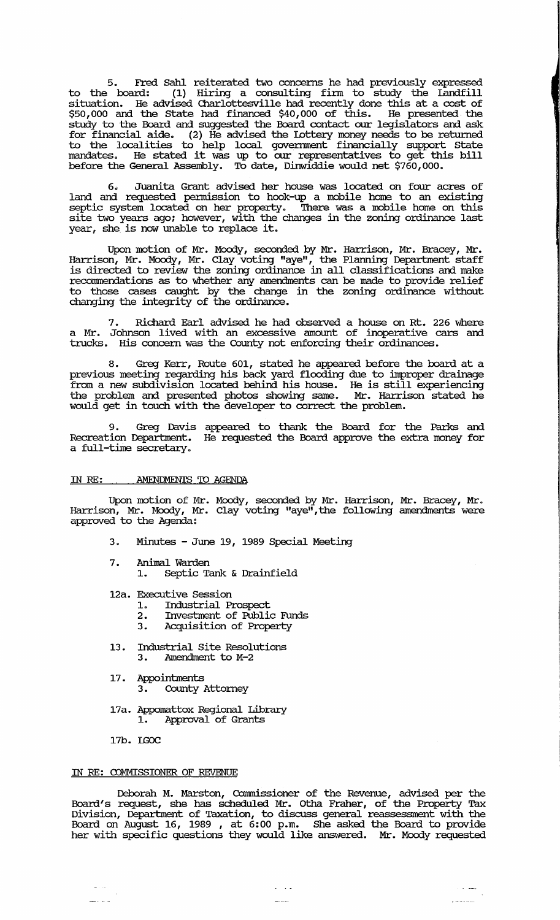5. Fred Sahl reiterated two concerns he had previously expressed to the board: (1) Hiring a consulting firm to study the Landfill situation. He advised Charlottesville had recently done this at a cost of $50,000 and the State had financed $40,000 of this. He presented the study to the Board and suggested the Board contact our legislators and ask for financial aide. (2) He advised the Lottery money needs to be returned to the localities to help local government financially support State mandates. He stated it was up to our representatives to get this bill before the General Assembly. To date, Dinwiddie would net $760,000.

6. Juanita Grant advised her house was located on four acres of land and requested permission to hook-up a mobile home to an existing septic system located on her property. There was a mobile home on this site two years ago; however, with the changes in the zoning ordinance last year, she is now unable to replace it.

Upon motion of Mr. Moody, seconded by Mr. Harrison, Mr. Bracey, Mr. Harrison, Mr. Moody, Mr. Clay voting "aye", the Planning Department staff is directed to review the zoning ordinance in all classifications and make recommendations as to whether any amendments can be made to provide relief to those cases caught by the change in the zoning ordinance without changing the integrity of the ordinance.

7. Richard Earl advised he had observed a house on Rt. 226 where a Mr. Johnson lived with an excessive amount of inoperative cars and trucks. His concern was the County not enforcing their ordinances.

8. Greg Kerr, Route 601, stated he appeared before the board at a previous meeting regarding his back yard flooding due to improper drainage from a new subdivision located behind his house. He is still experiencing the problem and presented photos showing same. Mr. Harrison stated he would get in touch with the developer to correct the problem.

9. Greg Davis appeared to thank the Board for the Parks and Recreation Department. He requested the Board approve the extra money for a full-time secretary.

IN RE: AMENDMENTS TO AGENDA

Upon motion of Mr. Moody, seconded by Mr. Harrison, Mr. Bracey, Mr. Harrison, Mr. Moody, Mr. Clay voting "aye", the following amendments were approved to the Agenda:

- 3. Minutes - June 19, 1989 Special Meeting
- 7. Animal Warden
  - 1. Septic Tank & Drainfield
- 12a. Executive Session
  - 1. Industrial Prospect
  - 2. Investment of Public Funds
  - 3. Acquisition of Property
- 13. Industrial Site Resolutions
  - 3. Amendment to M-2
- 17. Appointments
  - 3. County Attorney
- 17a. Appomattox Regional Library
  - 1. Approval of Grants
- 17b. IGOC

IN RE: COMMISSIONER OF REVENUE

Deborah M. Marston, Commissioner of the Revenue, advised per the Board's request, she has scheduled Mr. Otha Fraher, of the Property Tax Division, Department of Taxation, to discuss general reassessment with the Board on August 16, 1989 , at 6:00 p.m. She asked the Board to provide her with specific questions they would like answered. Mr. Moody requested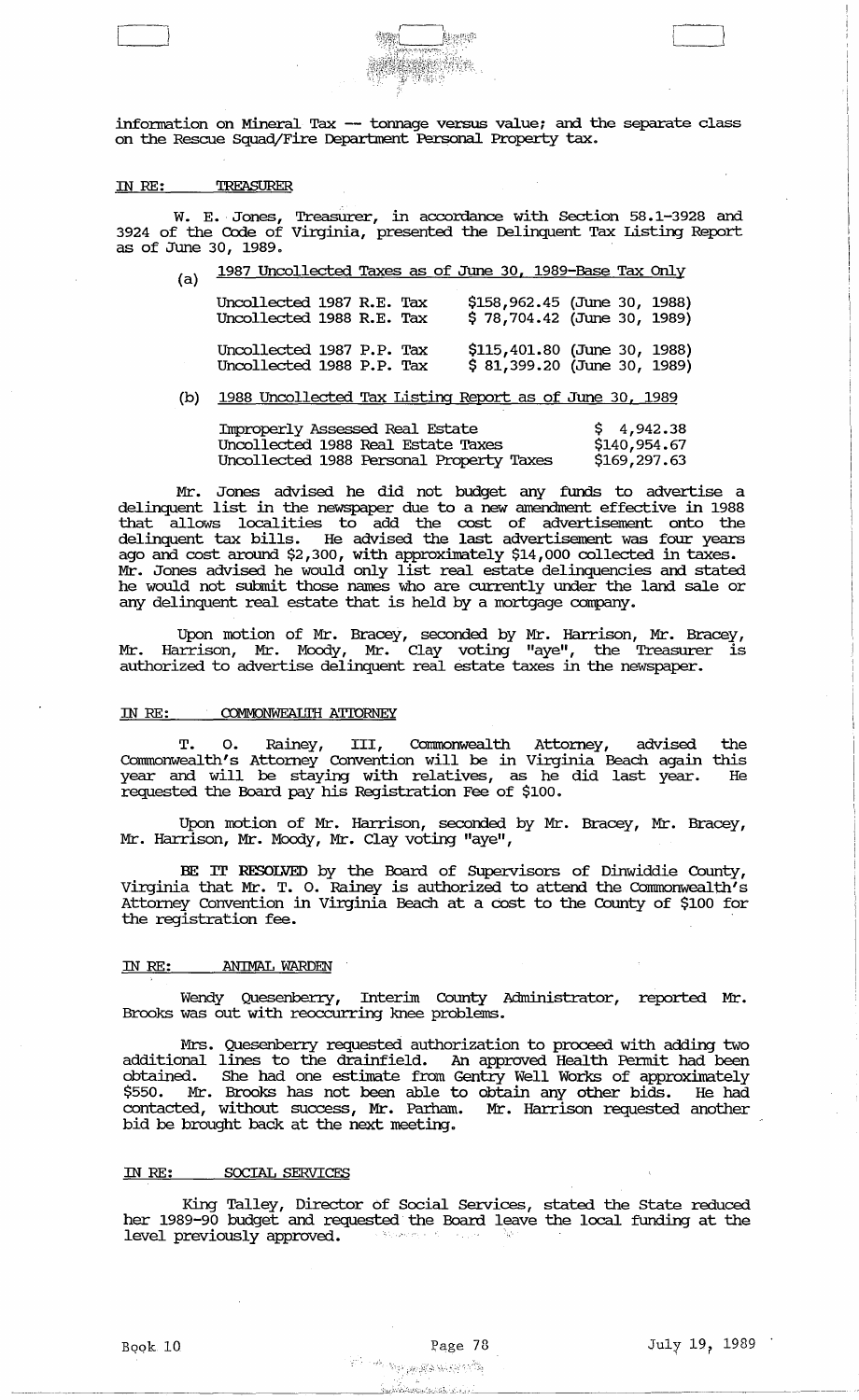information on Mineral Tax -- tonnage versus value; and the separate class on the Rescue Squad/Fire Department Personal Property tax.

IN RE: TREASURER

W. E. Jones, Treasurer, in accordance with Section 58.1-3928 and 3924 of the Code of Virginia, presented the Delinquent Tax Listing Report as of June 30, 1989.

(a) 1987 Uncollected Taxes as of June 30, 1989-Base Tax Only

| | |
|---|---|
| Uncollected 1987 R.E. Tax | $158,962.45 (June 30, 1988) |
| Uncollected 1988 R.E. Tax | $ 78,704.42 (June 30, 1989) |
| Uncollected 1987 P.P. Tax | $115,401.80 (June 30, 1988) |
| Uncollected 1988 P.P. Tax | $ 81,399.20 (June 30, 1989) |

(b) 1988 Uncollected Tax Listing Report as of June 30, 1989

| | |
|---|---|
| Improperly Assessed Real Estate | $ 4,942.38 |
| Uncollected 1988 Real Estate Taxes | $140,954.67 |
| Uncollected 1988 Personal Property Taxes | $169,297.63 |

Mr. Jones advised he did not budget any funds to advertise a delinquent list in the newspaper due to a new amendment effective in 1988 that allows localities to add the cost of advertisement onto the delinquent tax bills. He advised the last advertisement was four years ago and cost around $2,300, with approximately $14,000 collected in taxes. Mr. Jones advised he would only list real estate delinquencies and stated he would not submit those names who are currently under the land sale or any delinquent real estate that is held by a mortgage company.

Upon motion of Mr. Bracey, seconded by Mr. Harrison, Mr. Bracey, Mr. Harrison, Mr. Moody, Mr. Clay voting "aye", the Treasurer is authorized to advertise delinquent real estate taxes in the newspaper.

IN RE: COMMONWEALTH ATTORNEY

T. O. Rainey, III, Commonwealth Attorney, advised the Commonwealth's Attorney Convention will be in Virginia Beach again this year and will be staying with relatives, as he did last year. He requested the Board pay his Registration Fee of $100.

Upon motion of Mr. Harrison, seconded by Mr. Bracey, Mr. Bracey, Mr. Harrison, Mr. Moody, Mr. Clay voting "aye",

**BE IT RESOLVED** by the Board of Supervisors of Dinwiddie County, Virginia that Mr. T. O. Rainey is authorized to attend the Commonwealth's Attorney Convention in Virginia Beach at a cost to the County of $100 for the registration fee.

IN RE: ANIMAL WARDEN

Wendy Quesenberry, Interim County Administrator, reported Mr. Brooks was out with reoccurring knee problems.

Mrs. Quesenberry requested authorization to proceed with adding two additional lines to the drainfield. An approved Health Permit had been obtained. She had one estimate from Gentry Well Works of approximately $550. Mr. Brooks has not been able to obtain any other bids. He had contacted, without success, Mr. Parham. Mr. Harrison requested another bid be brought back at the next meeting.

IN RE: SOCIAL SERVICES

King Talley, Director of Social Services, stated the State reduced her 1989-90 budget and requested the Board leave the local funding at the level previously approved.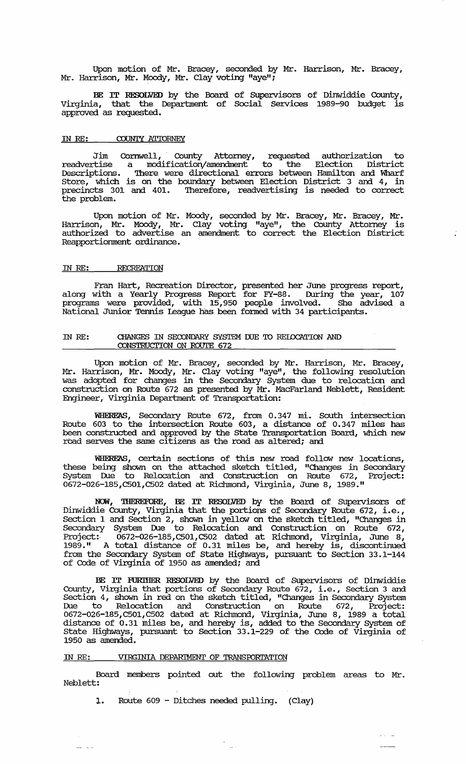Upon motion of Mr. Bracey, seconded by Mr. Harrison, Mr. Bracey, Mr. Harrison, Mr. Moody, Mr. Clay voting "aye";

**BE IT RESOLVED** by the Board of Supervisors of Dinwiddie County, Virginia, that the Department of Social Services 1989-90 budget is approved as requested.

IN RE: COUNTY ATTORNEY

Jim Cornwell, County Attorney, requested authorization to readvertise a modification/amendment to the Election District Descriptions. There were directional errors between Hamilton and Wharf Store, which is on the boundary between Election District 3 and 4, in precincts 301 and 401. Therefore, readvertising is needed to correct the problem.

Upon motion of Mr. Moody, seconded by Mr. Bracey, Mr. Bracey, Mr. Harrison, Mr. Moody, Mr. Clay voting "aye", the County Attorney is authorized to advertise an amendment to correct the Election District Reapportionment ordinance.

IN RE: RECREATION

Fran Hart, Recreation Director, presented her June progress report, along with a Yearly Progress Report for FY-88. During the year, 107 programs were provided, with 15,950 people involved. She advised a National Junior Tennis League has been formed with 34 participants.

IN RE: CHANGES IN SECONDARY SYSTEM DUE TO RELOCATION AND CONSTRUCTION ON ROUTE 672

Upon motion of Mr. Bracey, seconded by Mr. Harrison, Mr. Bracey, Mr. Harrison, Mr. Moody, Mr. Clay voting "aye", the following resolution was adopted for changes in the Secondary System due to relocation and construction on Route 672 as presented by Mr. MacFarland Neblett, Resident Engineer, Virginia Department of Transportation:

**WHEREAS**, Secondary Route 672, from 0.347 mi. South intersection Route 603 to the intersection Route 603, a distance of 0.347 miles has been constructed and approved by the State Transportation Board, which new road serves the same citizens as the road as altered; and

**WHEREAS**, certain sections of this new road follow new locations, these being shown on the attached sketch titled, "Changes in Secondary System Due to Relocation on Route 672, Project: 0672-026-185,C501,C502 dated at Richmond, Virginia, June 8, 1989."

**NOW, THEREFORE, BE IT RESOLVED** by the Board of Supervisors of Dinwiddie County, Virginia that the portions of Secondary Route 672, i.e., Section 1 and Section 2, shown in yellow on the sketch titled, "Changes in Secondary System Due to Relocation and Construction on Route 672, Project: 0672-026-185,C501,C502 dated at Richmond, Virginia, June 8, 1989." A total distance of 0.31 miles be, and hereby is, discontinued from the Secondary System of State Highways, pursuant to Section 33.1-144 of Code of Virginia of 1950 as amended; and

**BE IT FURTHER RESOLVED** by the Board of Supervisors of Dinwiddie County, Virginia that portions of Secondary Route 672, i.e., Section 3 and Section 4, shown in red on the sketch titled, "Changes in Secondary System Due to Relocation and Construction on Route 672, Project: 0672-026-185,C501,C502 dated at Richmond, Virginia, June 8, 1989 a total distance of 0.31 miles be, and hereby is, added to the Secondary System of State Highways, pursuant to Section 33.1-229 of the Code of Virginia of 1950 as amended.

IN RE: VIRGINIA DEPARTMENT OF TRANSPORTATION

Board members pointed out the following problem areas to Mr. Neblett:

1. Route 609 - Ditches needed pulling. (Clay)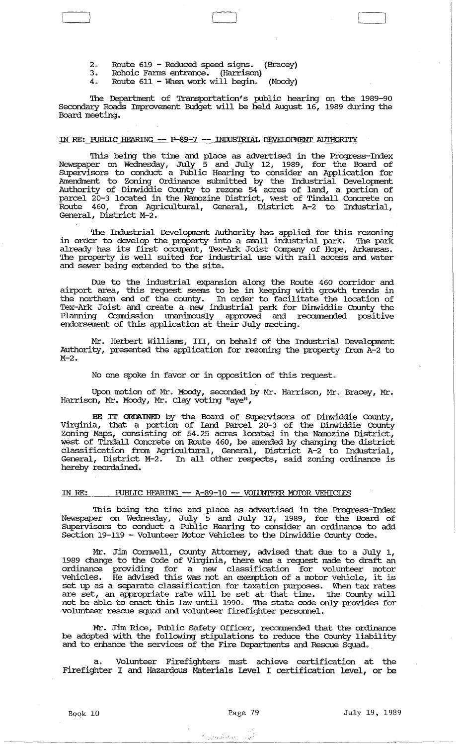2. Route 619 - Reduced speed signs. (Bracey)
3. Rohoic Farms entrance. (Harrison)
4. Route 611 - When work will begin. (Moody)

The Department of Transportation's public hearing on the 1989-90 Secondary Roads Improvement Budget will be held August 16, 1989 during the Board meeting.

IN RE: PUBLIC HEARING -- P-89-7 -- INDUSTRIAL DEVELOPMENT AUTHORITY

This being the time and place as advertised in the Progress-Index Newspaper on Wednesday, July 5 and July 12, 1989, for the Board of Supervisors to conduct a Public Hearing to consider an Application for Amendment to Zoning Ordinance submitted by the Industrial Development Authority of Dinwiddie County to rezone 54 acres of land, a portion of parcel 20-3 located in the Namozine District, west of Tindall Concrete on Route 460, from Agricultural, General, District A-2 to Industrial, General, District M-2.

The Industrial Development Authority has applied for this rezoning in order to develop the property into a small industrial park. The park already has its first occupant, Tex-Ark Joist Company of Hope, Arkansas. The property is well suited for industrial use with rail access and water and sewer being extended to the site.

Due to the industrial expansion along the Route 460 corridor and airport area, this request seems to be in keeping with growth trends in the northern end of the county. In order to facilitate the location of Tex-Ark Joist and create a new industrial park for Dinwiddie County the Planning Commission unanimously approved and recommended positive endorsement of this application at their July meeting.

Mr. Herbert Williams, III, on behalf of the Industrial Development Authority, presented the application for rezoning the property from A-2 to M-2.

No one spoke in favor or in opposition of this request.

Upon motion of Mr. Moody, seconded by Mr. Harrison, Mr. Bracey, Mr. Harrison, Mr. Moody, Mr. Clay voting "aye",

**BE IT ORDAINED** by the Board of Supervisors of Dinwiddie County, Virginia, that a portion of Land Parcel 20-3 of the Dinwiddie County Zoning Maps, consisting of 54.25 acres located in the Namozine District, west of Tindall Concrete on Route 460, be amended by changing the district classification from Agricultural, General, District A-2 to Industrial, General, District M-2. In all other respects, said zoning ordinance is hereby reordained.

IN RE: PUBLIC HEARING -- A-89-10 -- VOLUNTEER MOTOR VEHICLES

This being the time and place as advertised in the Progress-Index Newspaper on Wednesday, July 5 and July 12, 1989, for the Board of Supervisors to conduct a Public Hearing to consider an ordinance to add Section 19-119 - Volunteer Motor Vehicles to the Dinwiddie County Code.

Mr. Jim Cornwell, County Attorney, advised that due to a July 1, 1989 change to the Code of Virginia, there was a request made to draft an ordinance providing for a new classification for volunteer motor vehicles. He advised this was not an exemption of a motor vehicle, it is set up as a separate classification for taxation purposes. When tax rates are set, an appropriate rate will be set at that time. The County will not be able to enact this law until 1990. The state code only provides for volunteer rescue squad and volunteer firefighter personnel.

Mr. Jim Rice, Public Safety Officer, recommended that the ordinance be adopted with the following stipulations to reduce the County liability and to enhance the services of the Fire Departments and Rescue Squad.

a. Volunteer Firefighters must achieve certification at the Firefighter I and Hazardous Materials Level I certification level, or be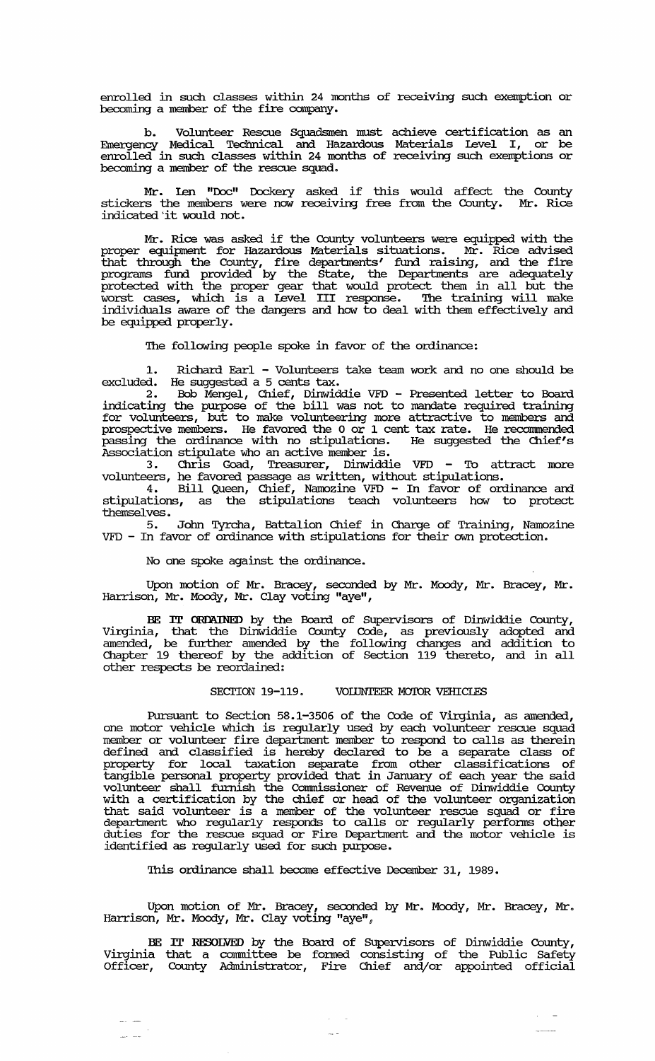enrolled in such classes within 24 months of receiving such exemption or becoming a member of the fire company.

b. Volunteer Rescue Squadsmen must achieve certification as an Emergency Medical Technical and Hazardous Materials Level I, or be enrolled in such classes within 24 months of receiving such exemptions or becoming a member of the rescue squad.

Mr. Len "Doc" Dockery asked if this would affect the County stickers the members were now receiving free from the County. Mr. Rice indicated it would not.

Mr. Rice was asked if the County volunteers were equipped with the proper equipment for Hazardous Materials situations. Mr. Rice advised that through the County, fire departments' fund raising, and the fire programs fund provided by the State, the Departments are adequately protected with the proper gear that would protect them in all but the worst cases, which is a Level III response. The training will make individuals aware of the dangers and how to deal with them effectively and be equipped properly.

The following people spoke in favor of the ordinance:

1. Richard Earl - Volunteers take team work and no one should be excluded. He suggested a 5 cents tax.
2. Bob Mengel, Chief, Dinwiddie VFD - Presented letter to Board indicating the purpose of the bill was not to mandate required training for volunteers, but to make volunteering more attractive to members and prospective members. He favored the 0 or 1 cent tax rate. He recommended passing the ordinance with no stipulations. He suggested the Chief's Association stipulate who an active member is.
3. Chris Goad, Treasurer, Dinwiddie VFD - To attract more volunteers, he favored passage as written, without stipulations.
4. Bill Queen, Chief, Namozine VFD - In favor of ordinance and stipulations, as the stipulations teach volunteers how to protect themselves.
5. John Tyrcha, Battalion Chief in Charge of Training, Namozine VFD - In favor of ordinance with stipulations for their own protection.

No one spoke against the ordinance.

Upon motion of Mr. Bracey, seconded by Mr. Moody, Mr. Bracey, Mr. Harrison, Mr. Moody, Mr. Clay voting "aye",

**BE IT ORDAINED** by the Board of Supervisors of Dinwiddie County, Virginia, that the Dinwiddie County Code, as previously adopted and amended, be further amended by the following changes and addition to Chapter 19 thereof by the addition of Section 119 thereto, and in all other respects be reordained:

SECTION 19-119. VOLUNTEER MOTOR VEHICLES

Pursuant to Section 58.1-3506 of the Code of Virginia, as amended, one motor vehicle which is regularly used by each volunteer rescue squad member or volunteer fire department member to respond to calls as therein defined and classified is hereby declared to be a separate class of property for local taxation separate from other classifications of tangible personal property provided that in January of each year the said volunteer shall furnish the Commissioner of Revenue of Dinwiddie County with a certification by the chief or head of the volunteer organization that said volunteer is a member of the volunteer rescue squad or fire department who regularly responds to calls or regularly performs other duties for the rescue squad or Fire Department and the motor vehicle is identified as regularly used for such purpose.

This ordinance shall become effective December 31, 1989.

Upon motion of Mr. Bracey, seconded by Mr. Moody, Mr. Bracey, Mr. Harrison, Mr. Moody, Mr. Clay voting "aye",

**BE IT RESOLVED** by the Board of Supervisors of Dinwiddie County, Virginia that a committee be formed consisting of the Public Safety Officer, County Administrator, Fire Chief and/or appointed official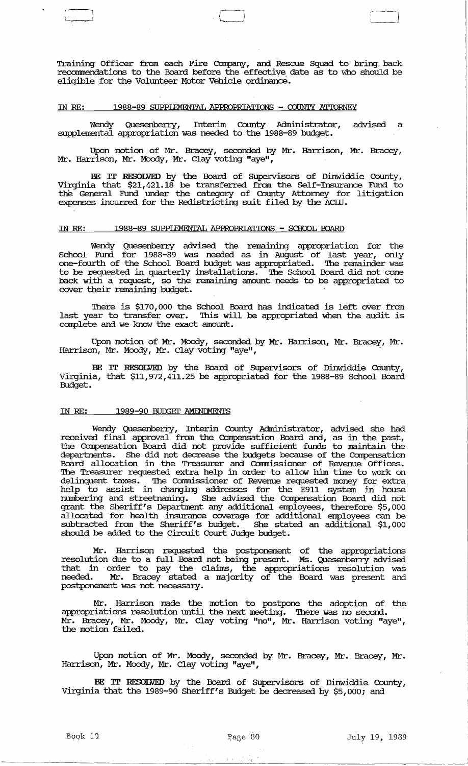Training Officer from each Fire Company, and Rescue Squad to bring back recommendations to the Board before the effective date as to who should be eligible for the Volunteer Motor Vehicle ordinance.

IN RE: 1988-89 SUPPLEMENTAL APPROPRIATIONS - COUNTY ATTORNEY

Wendy Quesenberry, Interim County Administrator, advised a supplemental appropriation was needed to the 1988-89 budget.

Upon motion of Mr. Bracey, seconded by Mr. Harrison, Mr. Bracey, Mr. Harrison, Mr. Moody, Mr. Clay voting "aye",

**BE IT RESOLVED** by the Board of Supervisors of Dinwiddie County, Virginia that $21,421.18 be transferred from the Self-Insurance Fund to the General Fund under the category of County Attorney for litigation expenses incurred for the Redistricting suit filed by the ACLU.

IN RE: 1988-89 SUPPLEMENTAL APPROPRIATIONS - SCHOOL BOARD

Wendy Quesenberry advised the remaining appropriation for the School Fund for 1988-89 was needed as in August of last year, only one-fourth of the School Board budget was appropriated. The remainder was to be requested in quarterly installations. The School Board did not come back with a request, so the remaining amount needs to be appropriated to cover their remaining budget.

There is $170,000 the School Board has indicated is left over from last year to transfer over. This will be appropriated when the audit is complete and we know the exact amount.

Upon motion of Mr. Moody, seconded by Mr. Harrison, Mr. Bracey, Mr. Harrison, Mr. Moody, Mr. Clay voting "aye",

**BE IT RESOLVED** by the Board of Supervisors of Dinwiddie County, Virginia, that $11,972,411.25 be appropriated for the 1988-89 School Board Budget.

IN RE: 1989-90 BUDGET AMENDMENTS

Wendy Quesenberry, Interim County Administrator, advised she had received final approval from the Compensation Board and, as in the past, the Compensation Board did not provide sufficient funds to maintain the departments. She did not decrease the budgets because of the Compensation Board allocation in the Treasurer and Commissioner of Revenue Offices. The Treasurer requested extra help in order to allow him time to work on delinquent taxes. The Commissioner of Revenue requested money for extra help to assist in changing addresses for the E911 system in house numbering and streetnaming. She advised the Compensation Board did not grant the Sheriff's Department any additional employees, therefore $5,000 allocated for health insurance coverage for additional employees can be subtracted from the Sheriff's budget. She stated an additional $1,000 should be added to the Circuit Court Judge budget.

Mr. Harrison requested the postponement of the appropriations resolution due to a full Board not being present. Ms. Quesenberry advised that in order to pay the claims, the appropriations resolution was needed. Mr. Bracey stated a majority of the Board was present and postponement was not necessary.

Mr. Harrison made the motion to postpone the adoption of the appropriations resolution until the next meeting. There was no second. Mr. Bracey, Mr. Moody, Mr. Clay voting "no", Mr. Harrison voting "aye", the motion failed.

Upon motion of Mr. Moody, seconded by Mr. Bracey, Mr. Bracey, Mr. Harrison, Mr. Moody, Mr. Clay voting "aye",

**BE IT RESOLVED** by the Board of Supervisors of Dinwiddie County, Virginia that the 1989-90 Sheriff's Budget be decreased by $5,000; and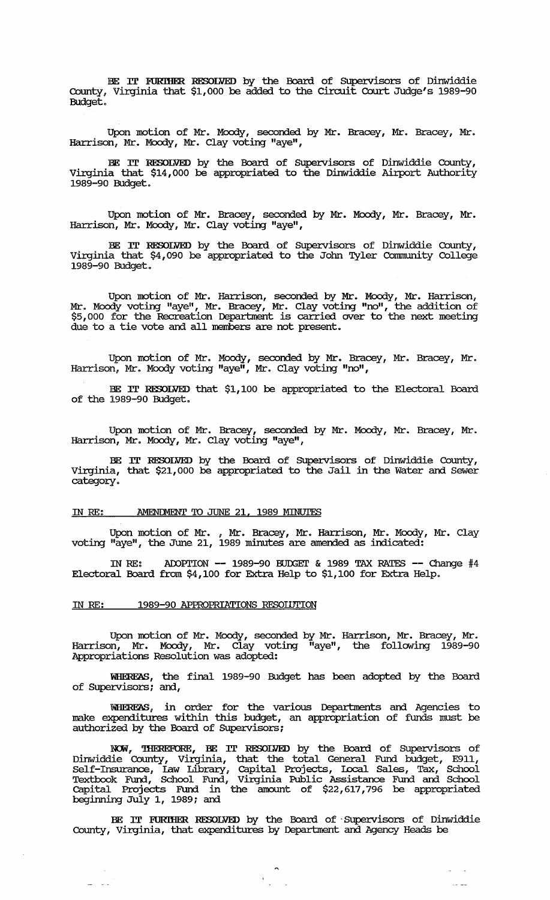**BE IT FURTHER RESOLVED** by the Board of Supervisors of Dinwiddie County, Virginia that $1,000 be added to the Circuit Court Judge's 1989-90 Budget.

Upon motion of Mr. Moody, seconded by Mr. Bracey, Mr. Bracey, Mr. Harrison, Mr. Moody, Mr. Clay voting "aye",

**BE IT RESOLVED** by the Board of Supervisors of Dinwiddie County, Virginia that $14,000 be appropriated to the Dinwiddie Airport Authority 1989-90 Budget.

Upon motion of Mr. Bracey, seconded by Mr. Moody, Mr. Bracey, Mr. Harrison, Mr. Moody, Mr. Clay voting "aye",

**BE IT RESOLVED** by the Board of Supervisors of Dinwiddie County, Virginia that $4,090 be appropriated to the John Tyler Community College 1989-90 Budget.

Upon motion of Mr. Harrison, seconded by Mr. Moody, Mr. Harrison, Mr. Moody voting "aye", Mr. Bracey, Mr. Clay voting "no", the addition of $5,000 for the Recreation Department is carried over to the next meeting due to a tie vote and all members are not present.

Upon motion of Mr. Moody, seconded by Mr. Bracey, Mr. Bracey, Mr. Harrison, Mr. Moody voting "aye", Mr. Clay voting "no",

**BE IT RESOLVED** that $1,100 be appropriated to the Electoral Board of the 1989-90 Budget.

Upon motion of Mr. Bracey, seconded by Mr. Moody, Mr. Bracey, Mr. Harrison, Mr. Moody, Mr. Clay voting "aye",

**BE IT RESOLVED** by the Board of Supervisors of Dinwiddie County, Virginia, that $21,000 be appropriated to the Jail in the Water and Sewer category.

IN RE: AMENDMENT TO JUNE 21, 1989 MINUTES

Upon motion of Mr. , Mr. Bracey, Mr. Harrison, Mr. Moody, Mr. Clay voting "aye", the June 21, 1989 minutes are amended as indicated:

IN RE: ADOPTION -- 1989-90 BUDGET & 1989 TAX RATES -- Change #4 Electoral Board from $4,100 for Extra Help to $1,100 for Extra Help.

IN RE: 1989-90 APPROPRIATIONS RESOLUTION

Upon motion of Mr. Moody, seconded by Mr. Harrison, Mr. Bracey, Mr. Harrison, Mr. Moody, Mr. Clay voting "aye", the following 1989-90 Appropriations Resolution was adopted:

**WHEREAS**, the final 1989-90 Budget has been adopted by the Board of Supervisors; and,

**WHEREAS**, in order for the various Departments and Agencies to make expenditures within this budget, an appropriation of funds must be authorized by the Board of Supervisors;

**NOW, THEREFORE, BE IT RESOLVED** by the Board of Supervisors of Dinwiddie County, Virginia, that the total General Fund budget, E911, Self-Insurance, Law Library, Capital Projects, Local Sales, Tax, School Textbook Fund, School Fund, Virginia Public Assistance Fund and School Capital Projects Fund in the amount of $22,617,796 be appropriated beginning July 1, 1989; and

**BE IT FURTHER RESOLVED** by the Board of Supervisors of Dinwiddie County, Virginia, that expenditures by Department and Agency Heads be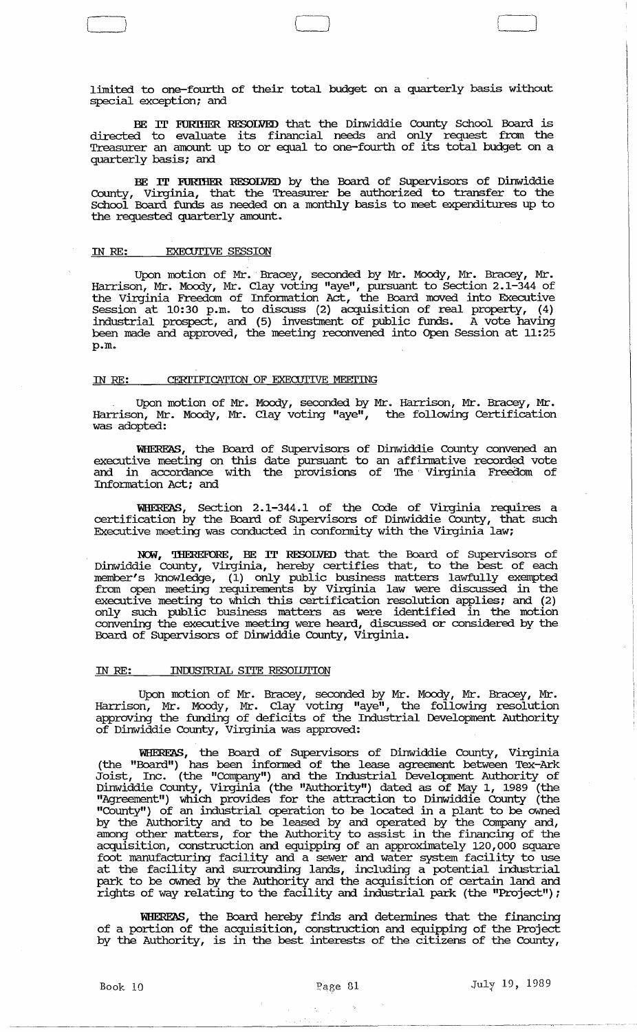limited to one-fourth of their total budget on a quarterly basis without special exception; and

**BE IT FURTHER RESOLVED** that the Dinwiddie County School Board is directed to evaluate its financial needs and only request from the Treasurer an amount up to or equal to one-fourth of its total budget on a quarterly basis; and

**BE IT FURTHER RESOLVED** by the Board of Supervisors of Dinwiddie County, Virginia, that the Treasurer be authorized to transfer to the School Board funds as needed on a monthly basis to meet expenditures up to the requested quarterly amount.

IN RE: EXECUTIVE SESSION

Upon motion of Mr. Bracey, seconded by Mr. Moody, Mr. Bracey, Mr. Harrison, Mr. Moody, Mr. Clay voting "aye", pursuant to Section 2.1-344 of the Virginia Freedom of Information Act, the Board moved into Executive Session at 10:30 p.m. to discuss (2) acquisition of real property, (4) industrial prospect, and (5) investment of public funds. A vote having been made and approved, the meeting reconvened into Open Session at 11:25 p.m.

IN RE: CERTIFICATION OF EXECUTIVE MEETING

Upon motion of Mr. Moody, seconded by Mr. Harrison, Mr. Bracey, Mr. Harrison, Mr. Moody, Mr. Clay voting "aye", the following Certification was adopted:

**WHEREAS**, the Board of Supervisors of Dinwiddie County convened an executive meeting on this date pursuant to an affirmative recorded vote and in accordance with the provisions of The Virginia Freedom of Information Act; and

**WHEREAS**, Section 2.1-344.1 of the Code of Virginia requires a certification by the Board of Supervisors of Dinwiddie County, that such Executive meeting was conducted in conformity with the Virginia law;

**NOW, THEREFORE, BE IT RESOLVED** that the Board of Supervisors of Dinwiddie County, Virginia, hereby certifies that, to the best of each member's knowledge, (1) only public business matters lawfully exempted from open meeting requirements by Virginia law were discussed in the executive meeting to which this certification resolution applies; and (2) only such public business matters as were identified in the motion convening the executive meeting were heard, discussed or considered by the Board of Supervisors of Dinwiddie County, Virginia.

IN RE: INDUSTRIAL SITE RESOLUTION

Upon motion of Mr. Bracey, seconded by Mr. Moody, Mr. Bracey, Mr. Harrison, Mr. Moody, Mr. Clay voting "aye", the following resolution approving the funding of deficits of the Industrial Development Authority of Dinwiddie County, Virginia was approved:

**WHEREAS**, the Board of Supervisors of Dinwiddie County, Virginia (the "Board") has been informed of the lease agreement between Tex-Ark Joist, Inc. (the "Company") and the Industrial Development Authority of Dinwiddie County, Virginia (the "Authority") dated as of May 1, 1989 (the "Agreement") which provides for the attraction to Dinwiddie County (the "County") of an industrial operation to be located in a plant to be owned by the Authority and to be leased by and operated by the Company and, among other matters, for the Authority to assist in the financing of the acquisition, construction and equipping of an approximately 120,000 square foot manufacturing facility and a sewer and water system facility to use at the facility and surrounding lands, including a potential industrial park to be owned by the Authority and the acquisition of certain land and rights of way relating to the facility and industrial park (the "Project");

**WHEREAS**, the Board hereby finds and determines that the financing of a portion of the acquisition, construction and equipping of the Project by the Authority, is in the best interests of the citizens of the County,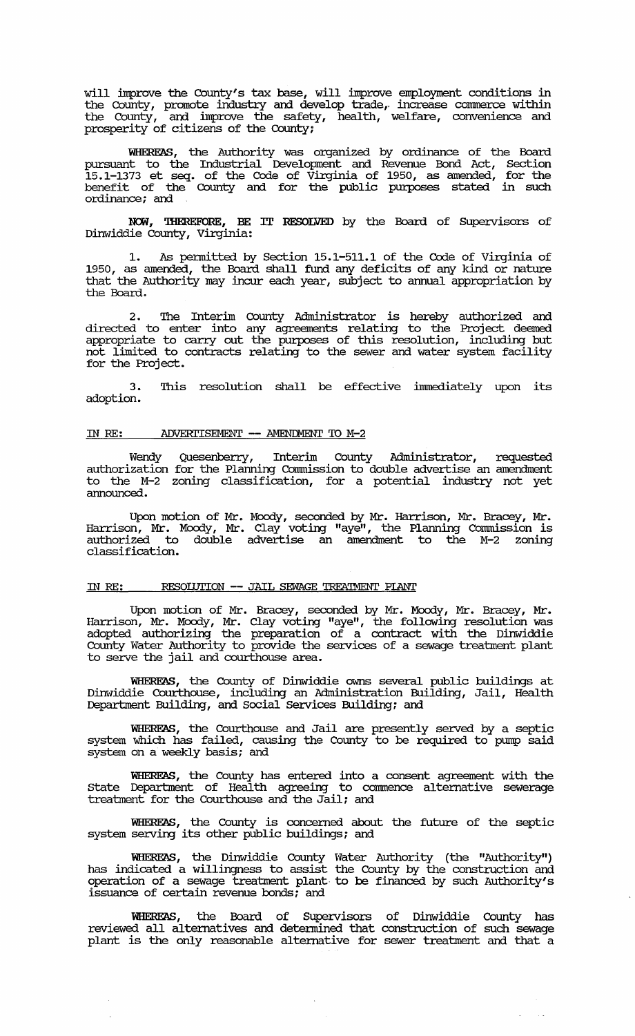will improve the County's tax base, will improve employment conditions in the County, promote industry and develop trade, increase commerce within the County, and improve the safety, health, welfare, convenience and prosperity of citizens of the County;

**WHEREAS**, the Authority was organized by ordinance of the Board pursuant to the Industrial Development and Revenue Bond Act, Section 15.1-1373 et seq. of the Code of Virginia of 1950, as amended, for the benefit of the County and for the public purposes stated in such ordinance; and

**NOW, THEREFORE, BE IT RESOLVED** by the Board of Supervisors of Dinwiddie County, Virginia:

1. As permitted by Section 15.1-511.1 of the Code of Virginia of 1950, as amended, the Board shall fund any deficits of any kind or nature that the Authority may incur each year, subject to annual appropriation by the Board.

2. The Interim County Administrator is hereby authorized and directed to enter into any agreements relating to the Project deemed appropriate to carry out the purposes of this resolution, including but not limited to contracts relating to the sewer and water system facility for the Project.

3. This resolution shall be effective immediately upon its adoption.

IN RE: ADVERTISEMENT -- AMENDMENT TO M-2

Wendy Quesenberry, Interim County Administrator, requested authorization for the Planning Commission to double advertise an amendment to the M-2 zoning classification, for a potential industry not yet announced.

Upon motion of Mr. Moody, seconded by Mr. Harrison, Mr. Bracey, Mr. Harrison, Mr. Moody, Mr. Clay voting "aye", the Planning Commission is authorized to double advertise an amendment to the M-2 zoning classification.

IN RE: RESOLUTION -- JAIL SEWAGE TREATMENT PLANT

Upon motion of Mr. Bracey, seconded by Mr. Moody, Mr. Bracey, Mr. Harrison, Mr. Moody, Mr. Clay voting "aye", the following resolution was adopted authorizing the preparation of a contract with the Dinwiddie County Water Authority to provide the services of a sewage treatment plant to serve the jail and courthouse area.

**WHEREAS**, the County of Dinwiddie owns several public buildings at Dinwiddie Courthouse, including an Administration Building, Jail, Health Department Building, and Social Services Building; and

**WHEREAS**, the Courthouse and Jail are presently served by a septic system which has failed, causing the County to be required to pump said system on a weekly basis; and

**WHEREAS**, the County has entered into a consent agreement with the State Department of Health agreeing to commence alternative sewerage treatment for the Courthouse and the Jail; and

**WHEREAS**, the County is concerned about the future of the septic system serving its other public buildings; and

**WHEREAS**, the Dinwiddie County Water Authority (the "Authority") has indicated a willingness to assist the County by the construction and operation of a sewage treatment plant to be financed by such Authority's issuance of certain revenue bonds; and

**WHEREAS**, the Board of Supervisors of Dinwiddie County has reviewed all alternatives and determined that construction of such sewage plant is the only reasonable alternative for sewer treatment and that a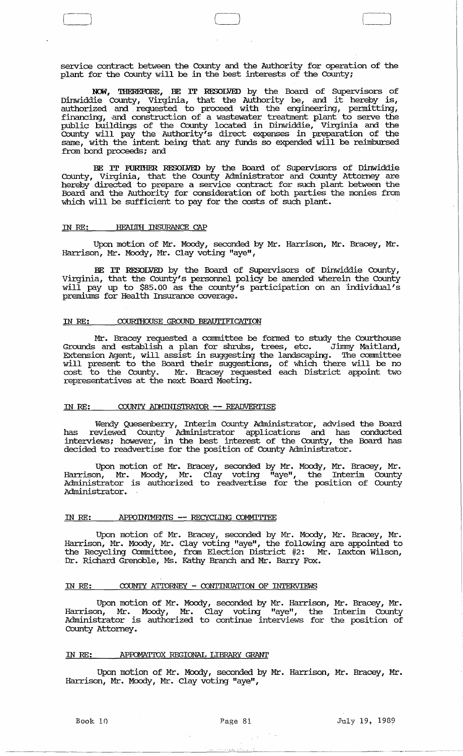service contract between the County and the Authority for operation of the plant for the County will be in the best interests of the County;

**NOW, THEREFORE, BE IT RESOLVED** by the Board of Supervisors of Dinwiddie County, Virginia, that the Authority be, and it hereby is, authorized and requested to proceed with the engineering, permitting, financing, and construction of a wastewater treatment plant to serve the public buildings of the County located in Dinwiddie, Virginia and the County will pay the Authority's direct expenses in preparation of the same, with the intent being that any funds so expended will be reimbursed from bond proceeds; and

**BE IT FURTHER RESOLVED** by the Board of Supervisors of Dinwiddie County, Virginia, that the County Administrator and County Attorney are hereby directed to prepare a service contract for such plant between the Board and the Authority for consideration of both parties the monies from which will be sufficient to pay for the costs of such plant.

IN RE: HEALTH INSURANCE CAP

Upon motion of Mr. Moody, seconded by Mr. Harrison, Mr. Bracey, Mr. Harrison, Mr. Moody, Mr. Clay voting "aye",

**BE IT RESOLVED** by the Board of Supervisors of Dinwiddie County, Virginia, that the County's personnel policy be amended wherein the County will pay up to $85.00 as the county's participation on an individual's premiums for Health Insurance coverage.

IN RE: COURTHOUSE GROUND BEAUTIFICATION

Mr. Bracey requested a committee be formed to study the Courthouse Grounds and establish a plan for shrubs, trees, etc. Jimmy Maitland, Extension Agent, will assist in suggesting the landscaping. The committee will present to the Board their suggestions, of which there will be no cost to the County. Mr. Bracey requested each District appoint two representatives at the next Board Meeting.

IN RE: COUNTY ADMINISTRATOR -- READVERTISE

Wendy Quesenberry, Interim County Administrator, advised the Board has reviewed County Administrator applications and has conducted interviews; however, in the best interest of the County, the Board has decided to readvertise for the position of County Administrator.

Upon motion of Mr. Bracey, seconded by Mr. Moody, Mr. Bracey, Mr. Harrison, Mr. Moody, Mr. Clay voting "aye", the Interim County Administrator is authorized to readvertise for the position of County Administrator.

IN RE: APPOINTMENTS -- RECYCLING COMMITTEE

Upon motion of Mr. Bracey, seconded by Mr. Moody, Mr. Bracey, Mr. Harrison, Mr. Moody, Mr. Clay voting "aye", the following are appointed to the Recycling Committee, from Election District #2: Mr. Laxton Wilson, Dr. Richard Grenoble, Ms. Kathy Branch and Mr. Barry Fox.

IN RE: COUNTY ATTORNEY - CONTINUATION OF INTERVIEWS

Upon motion of Mr. Moody, seconded by Mr. Harrison, Mr. Bracey, Mr. Harrison, Mr. Moody, Mr. Clay voting "aye", the Interim County Administrator is authorized to continue interviews for the position of County Attorney.

IN RE: APPOMATTOX REGIONAL LIBRARY GRANT

Upon motion of Mr. Moody, seconded by Mr. Harrison, Mr. Bracey, Mr. Harrison, Mr. Moody, Mr. Clay voting "aye",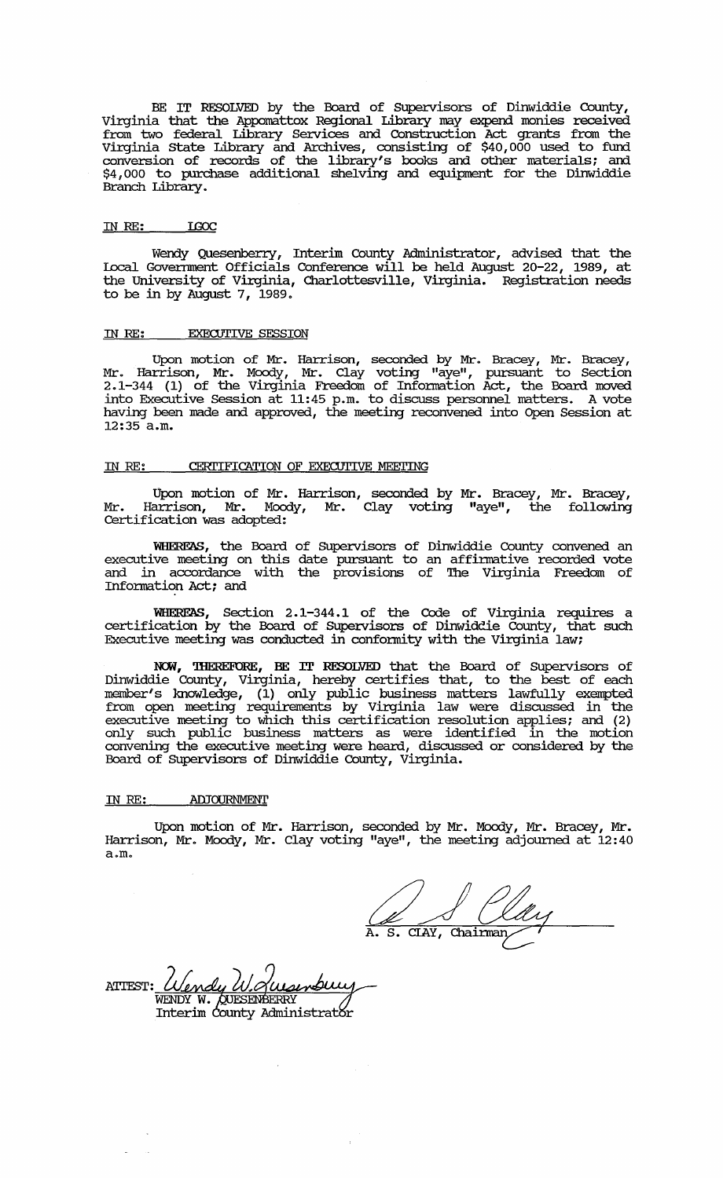BE IT RESOLVED by the Board of Supervisors of Dinwiddie County, Virginia that the Appomattox Regional Library may expend monies received from two federal Library Services and Construction Act grants from the Virginia State Library and Archives, consisting of $40,000 used to fund conversion of records of the library's books and other materials; and $4,000 to purchase additional shelving and equipment for the Dinwiddie Branch Library.

IN RE: LGOC

Wendy Quesenberry, Interim County Administrator, advised that the Local Government Officials Conference will be held August 20-22, 1989, at the University of Virginia, Charlottesville, Virginia. Registration needs to be in by August 7, 1989.

IN RE: EXECUTIVE SESSION

Upon motion of Mr. Harrison, seconded by Mr. Bracey, Mr. Bracey, Mr. Harrison, Mr. Moody, Mr. Clay voting "aye", pursuant to Section 2.1-344 (1) of the Virginia Freedom of Information Act, the Board moved into Executive Session at 11:45 p.m. to discuss personnel matters. A vote having been made and approved, the meeting reconvened into Open Session at 12:35 a.m.

IN RE: CERTIFICATION OF EXECUTIVE MEETING

Upon motion of Mr. Harrison, seconded by Mr. Bracey, Mr. Bracey, Mr. Harrison, Mr. Moody, Mr. Clay voting "aye", the following Certification was adopted:

**WHEREAS**, the Board of Supervisors of Dinwiddie County convened an executive meeting on this date pursuant to an affirmative recorded vote and in accordance with the provisions of The Virginia Freedom of Information Act; and

**WHEREAS**, Section 2.1-344.1 of the Code of Virginia requires a certification by the Board of Supervisors of Dinwiddie County, that such Executive meeting was conducted in conformity with the Virginia law;

**NOW, THEREFORE, BE IT RESOLVED** that the Board of Supervisors of Dinwiddie County, Virginia, hereby certifies that, to the best of each member's knowledge, (1) only public business matters lawfully exempted from open meeting requirements by Virginia law were discussed in the executive meeting to which this certification resolution applies; and (2) only such public business matters as were identified in the motion convening the executive meeting were heard, discussed or considered by the Board of Supervisors of Dinwiddie County, Virginia.

IN RE: ADJOURNMENT

Upon motion of Mr. Harrison, seconded by Mr. Moody, Mr. Bracey, Mr. Harrison, Mr. Moody, Mr. Clay voting "aye", the meeting adjourned at 12:40 a.m.

A. S. CLAY, Chairman

ATTEST: WENDY W. QUESENBERRY
Interim County Administrator